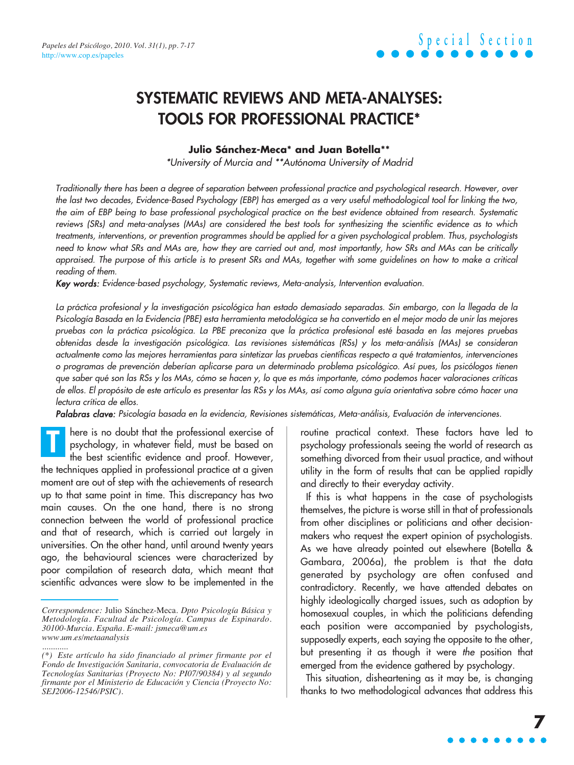Special Section

# SYSTEMATIC REVIEWS AND META-ANALYSES: TOOLS FOR PROFESSIONAL PRACTICE*

**Julio Sánchez-Meca* and Juan Botella****

*\*University of Murcia and \*\*Autónoma University of Madrid*

*Traditionally there has been a degree of separation between professional practice and psychological research. However, over the last two decades, Evidence-Based Psychology (EBP) has emerged as a very useful methodological tool for linking the two, the aim of EBP being to base professional psychological practice on the best evidence obtained from research. Systematic reviews (SRs) and meta-analyses (MAs) are considered the best tools for synthesizing the scientific evidence as to which treatments, interventions, or prevention programmes should be applied for a given psychological problem. Thus, psychologists need to know what SRs and MAs are, how they are carried out and, most importantly, how SRs and MAs can be critically appraised. The purpose of this article is to present SRs and MAs, together with some guidelines on how to make a critical reading of them.*

***Key words:*** *Evidence-based psychology, Systematic reviews, Meta-analysis, Intervention evaluation.*

*La práctica profesional y la investigación psicológica han estado demasiado separadas. Sin embargo, con la llegada de la Psicología Basada en la Evidencia (PBE) esta herramienta metodológica se ha convertido en el mejor modo de unir las mejores pruebas con la práctica psicológica. La PBE preconiza que la práctica profesional esté basada en las mejores pruebas obtenidas desde la investigación psicológica. Las revisiones sistemáticas (RSs) y los meta-análisis (MAs) se consideran actualmente como las mejores herramientas para sintetizar las pruebas científicas respecto a qué tratamientos, intervenciones o programas de prevención deberían aplicarse para un determinado problema psicológico. Así pues, los psicólogos tienen que saber qué son las RSs y los MAs, cómo se hacen y, lo que es más importante, cómo podemos hacer valoraciones críticas de ellos. El propósito de este artículo es presentar las RSs y los MAs, así como alguna guía orientativa sobre cómo hacer una lectura crítica de ellos.*

***Palabras clave:*** *Psicología basada en la evidencia, Revisiones sistemáticas, Meta-análisis, Evaluación de intervenciones.*

There is no doubt that the professional exercise of psychology, in whatever field, must be based on the best scientific evidence and proof. However, the techniques applied in professional practice at a given moment are out of step with the achievements of research up to that same point in time. This discrepancy has two main causes. On the one hand, there is no strong connection between the world of professional practice and that of research, which is carried out largely in universities. On the other hand, until around twenty years ago, the behavioural sciences were characterized by poor compilation of research data, which meant that scientific advances were slow to be implemented in the routine practical context. These factors have led to psychology professionals seeing the world of research as something divorced from their usual practice, and without utility in the form of results that can be applied rapidly and directly to their everyday activity.

If this is what happens in the case of psychologists themselves, the picture is worse still in that of professionals from other disciplines or politicians and other decision-makers who request the expert opinion of psychologists. As we have already pointed out elsewhere (Botella & Gambara, 2006a), the problem is that the data generated by psychology are often confused and contradictory. Recently, we have attended debates on highly ideologically charged issues, such as adoption by homosexual couples, in which the politicians defending each position were accompanied by psychologists, supposedly experts, each saying the opposite to the other, but presenting it as though it were *the* position that emerged from the evidence gathered by psychology.

This situation, disheartening as it may be, is changing thanks to two methodological advances that address this

---

*Correspondence:* Julio Sánchez-Meca. *Dpto Psicología Básica y Metodología. Facultad de Psicología. Campus de Espinardo. 30100-Murcia. España. E-mail: jsmeca@um.es www.um.es/metaanalysis*

*(\*) Este artículo ha sido financiado al primer firmante por el Fondo de Investigación Sanitaria, convocatoria de Evaluación de Tecnologías Sanitarias (Proyecto No: PI07/90384) y al segundo firmante por el Ministerio de Educación y Ciencia (Proyecto No: SEJ2006-12546/PSIC).*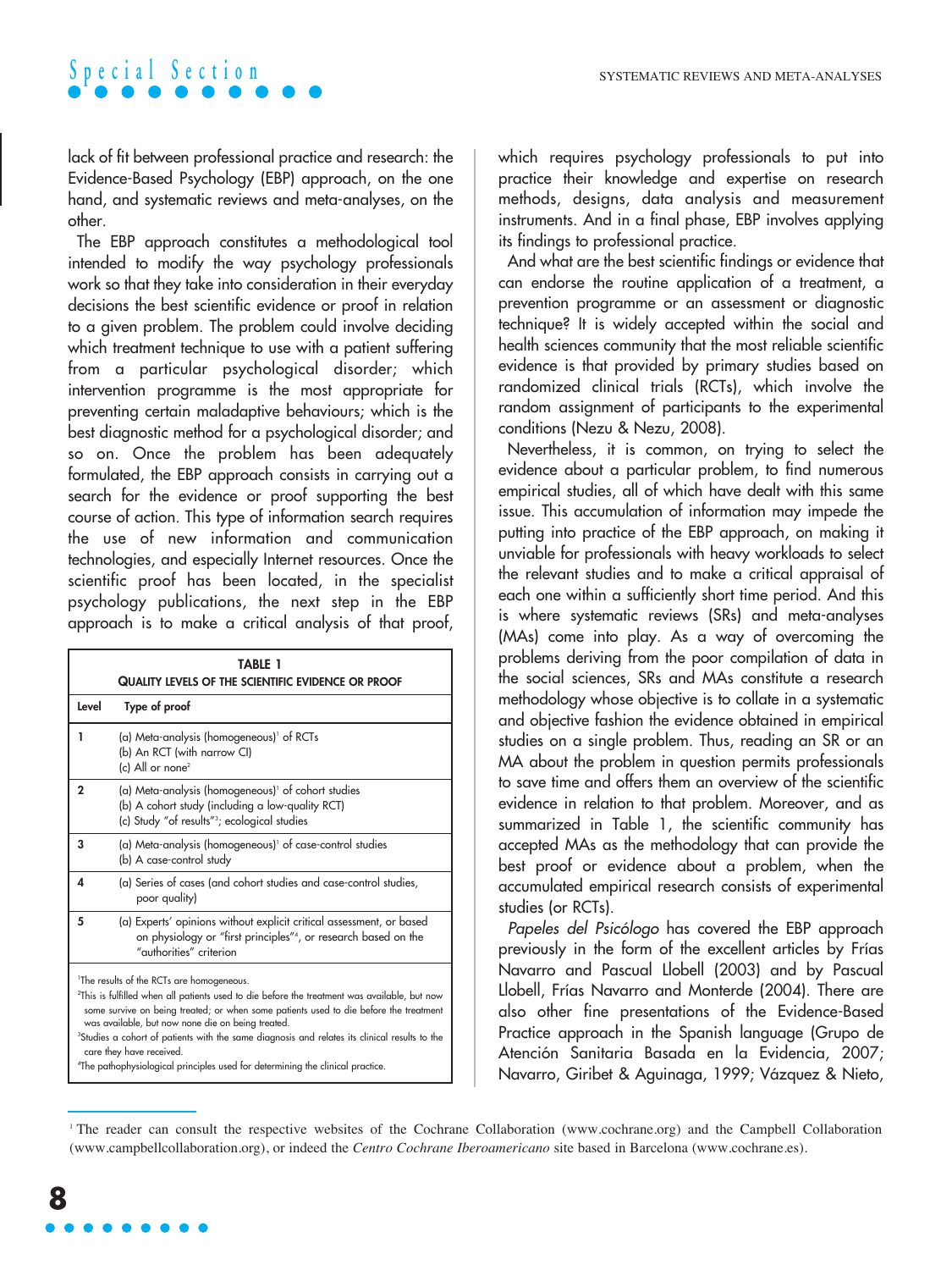lack of fit between professional practice and research: the Evidence-Based Psychology (EBP) approach, on the one hand, and systematic reviews and meta-analyses, on the other.

The EBP approach constitutes a methodological tool intended to modify the way psychology professionals work so that they take into consideration in their everyday decisions the best scientific evidence or proof in relation to a given problem. The problem could involve deciding which treatment technique to use with a patient suffering from a particular psychological disorder; which intervention programme is the most appropriate for preventing certain maladaptive behaviours; which is the best diagnostic method for a psychological disorder; and so on. Once the problem has been adequately formulated, the EBP approach consists in carrying out a search for the evidence or proof supporting the best course of action. This type of information search requires the use of new information and communication technologies, and especially Internet resources. Once the scientific proof has been located, in the specialist psychology publications, the next step in the EBP approach is to make a critical analysis of that proof, which requires psychology professionals to put into practice their knowledge and expertise on research methods, designs, data analysis and measurement instruments. And in a final phase, EBP involves applying its findings to professional practice.

**TABLE 1**
**QUALITY LEVELS OF THE SCIENTIFIC EVIDENCE OR PROOF**

| Level | Type of proof |
|---|---|
| 1 | (a) Meta-analysis (homogeneous)[1] of RCTs<br>(b) An RCT (with narrow CI)<br>(c) All or none[2] |
| 2 | (a) Meta-analysis (homogeneous)[1] of cohort studies<br>(b) A cohort study (including a low-quality RCT)<br>(c) Study "of results"[3]; ecological studies |
| 3 | (a) Meta-analysis (homogeneous)[1] of case-control studies<br>(b) A case-control study |
| 4 | (a) Series of cases (and cohort studies and case-control studies, poor quality) |
| 5 | (a) Experts' opinions without explicit critical assessment, or based on physiology or "first principles"[4], or research based on the "authorities" criterion |

[1]The results of the RCTs are homogeneous.
[2]This is fulfilled when all patients used to die before the treatment was available, but now some survive on being treated; or when some patients used to die before the treatment was available, but now none die on being treated.
[3]Studies a cohort of patients with the same diagnosis and relates its clinical results to the care they have received.
[4]The pathophysiological principles used for determining the clinical practice.

And what are the best scientific findings or evidence that can endorse the routine application of a treatment, a prevention programme or an assessment or diagnostic technique? It is widely accepted within the social and health sciences community that the most reliable scientific evidence is that provided by primary studies based on randomized clinical trials (RCTs), which involve the random assignment of participants to the experimental conditions (Nezu & Nezu, 2008).

Nevertheless, it is common, on trying to select the evidence about a particular problem, to find numerous empirical studies, all of which have dealt with this same issue. This accumulation of information may impede the putting into practice of the EBP approach, on making it unviable for professionals with heavy workloads to select the relevant studies and to make a critical appraisal of each one within a sufficiently short time period. And this is where systematic reviews (SRs) and meta-analyses (MAs) come into play. As a way of overcoming the problems deriving from the poor compilation of data in the social sciences, SRs and MAs constitute a research methodology whose objective is to collate in a systematic and objective fashion the evidence obtained in empirical studies on a single problem. Thus, reading an SR or an MA about the problem in question permits professionals to save time and offers them an overview of the scientific evidence in relation to that problem. Moreover, and as summarized in Table 1, the scientific community has accepted MAs as the methodology that can provide the best proof or evidence about a problem, when the accumulated empirical research consists of experimental studies (or RCTs).

*Papeles del Psicólogo* has covered the EBP approach previously in the form of the excellent articles by Frías Navarro and Pascual Llobell (2003) and by Pascual Llobell, Frías Navarro and Monterde (2004). There are also other fine presentations of the Evidence-Based Practice approach in the Spanish language (Grupo de Atención Sanitaria Basada en la Evidencia, 2007; Navarro, Giribet & Aguinaga, 1999; Vázquez & Nieto,

[1] The reader can consult the respective websites of the Cochrane Collaboration (www.cochrane.org) and the Campbell Collaboration (www.campbellcollaboration.org), or indeed the *Centro Cochrane Iberoamericano* site based in Barcelona (www.cochrane.es).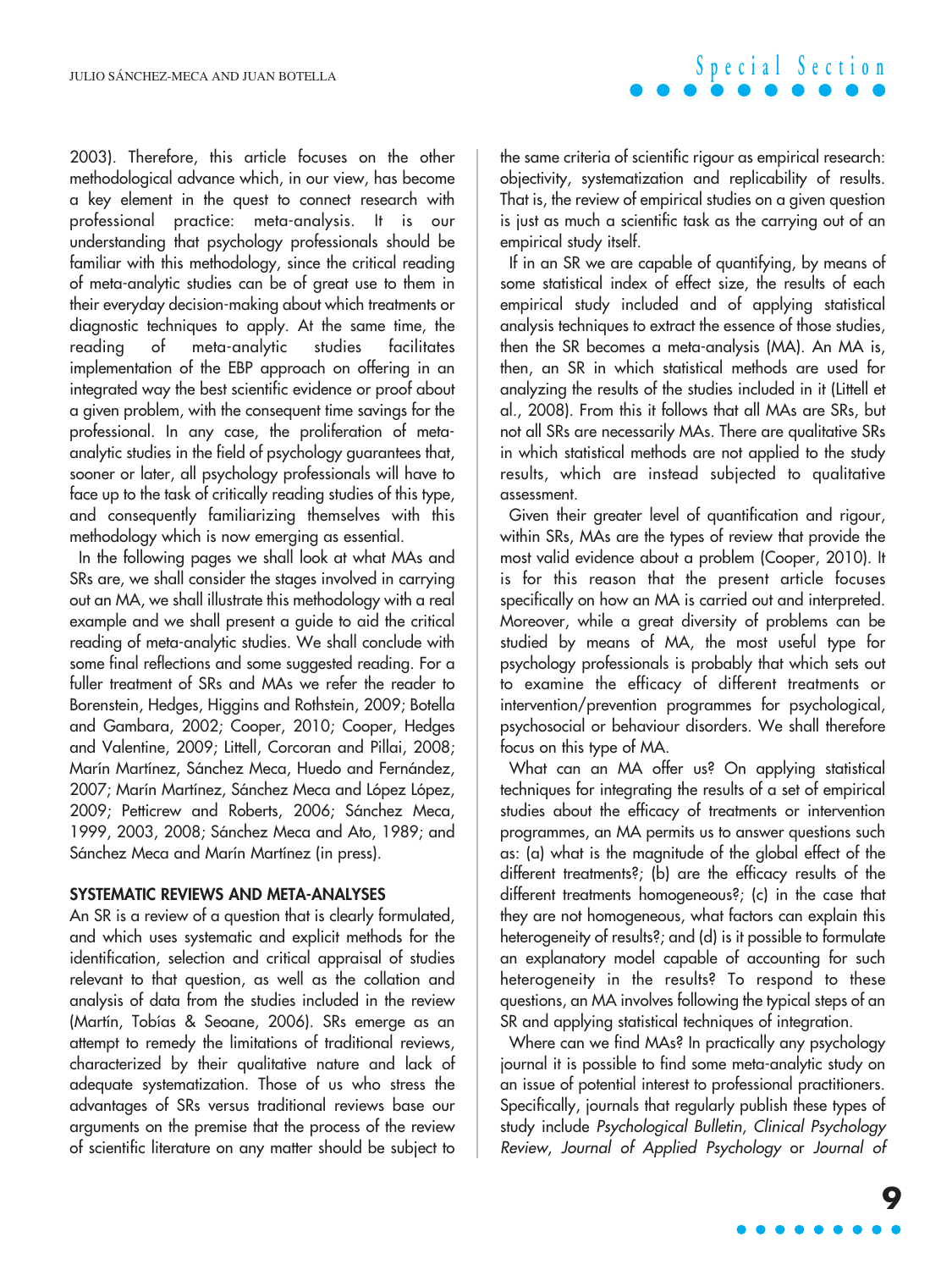2003). Therefore, this article focuses on the other methodological advance which, in our view, has become a key element in the quest to connect research with professional practice: meta-analysis. It is our understanding that psychology professionals should be familiar with this methodology, since the critical reading of meta-analytic studies can be of great use to them in their everyday decision-making about which treatments or diagnostic techniques to apply. At the same time, the reading of meta-analytic studies facilitates implementation of the EBP approach on offering in an integrated way the best scientific evidence or proof about a given problem, with the consequent time savings for the professional. In any case, the proliferation of meta-analytic studies in the field of psychology guarantees that, sooner or later, all psychology professionals will have to face up to the task of critically reading studies of this type, and consequently familiarizing themselves with this methodology which is now emerging as essential.

In the following pages we shall look at what MAs and SRs are, we shall consider the stages involved in carrying out an MA, we shall illustrate this methodology with a real example and we shall present a guide to aid the critical reading of meta-analytic studies. We shall conclude with some final reflections and some suggested reading. For a fuller treatment of SRs and MAs we refer the reader to Borenstein, Hedges, Higgins and Rothstein, 2009; Botella and Gambara, 2002; Cooper, 2010; Cooper, Hedges and Valentine, 2009; Littell, Corcoran and Pillai, 2008; Marín Martínez, Sánchez Meca, Huedo and Fernández, 2007; Marín Martínez, Sánchez Meca and López López, 2009; Petticrew and Roberts, 2006; Sánchez Meca, 1999, 2003, 2008; Sánchez Meca and Ato, 1989; and Sánchez Meca and Marín Martínez (in press).

## SYSTEMATIC REVIEWS AND META-ANALYSES

An SR is a review of a question that is clearly formulated, and which uses systematic and explicit methods for the identification, selection and critical appraisal of studies relevant to that question, as well as the collation and analysis of data from the studies included in the review (Martín, Tobías & Seoane, 2006). SRs emerge as an attempt to remedy the limitations of traditional reviews, characterized by their qualitative nature and lack of adequate systematization. Those of us who stress the advantages of SRs versus traditional reviews base our arguments on the premise that the process of the review of scientific literature on any matter should be subject to the same criteria of scientific rigour as empirical research: objectivity, systematization and replicability of results. That is, the review of empirical studies on a given question is just as much a scientific task as the carrying out of an empirical study itself.

If in an SR we are capable of quantifying, by means of some statistical index of effect size, the results of each empirical study included and of applying statistical analysis techniques to extract the essence of those studies, then the SR becomes a meta-analysis (MA). An MA is, then, an SR in which statistical methods are used for analyzing the results of the studies included in it (Littell et al., 2008). From this it follows that all MAs are SRs, but not all SRs are necessarily MAs. There are qualitative SRs in which statistical methods are not applied to the study results, which are instead subjected to qualitative assessment.

Given their greater level of quantification and rigour, within SRs, MAs are the types of review that provide the most valid evidence about a problem (Cooper, 2010). It is for this reason that the present article focuses specifically on how an MA is carried out and interpreted. Moreover, while a great diversity of problems can be studied by means of MA, the most useful type for psychology professionals is probably that which sets out to examine the efficacy of different treatments or intervention/prevention programmes for psychological, psychosocial or behaviour disorders. We shall therefore focus on this type of MA.

What can an MA offer us? On applying statistical techniques for integrating the results of a set of empirical studies about the efficacy of treatments or intervention programmes, an MA permits us to answer questions such as: (a) what is the magnitude of the global effect of the different treatments?; (b) are the efficacy results of the different treatments homogeneous?; (c) in the case that they are not homogeneous, what factors can explain this heterogeneity of results?; and (d) is it possible to formulate an explanatory model capable of accounting for such heterogeneity in the results? To respond to these questions, an MA involves following the typical steps of an SR and applying statistical techniques of integration.

Where can we find MAs? In practically any psychology journal it is possible to find some meta-analytic study on an issue of potential interest to professional practitioners. Specifically, journals that regularly publish these types of study include *Psychological Bulletin*, *Clinical Psychology Review*, *Journal of Applied Psychology* or *Journal of*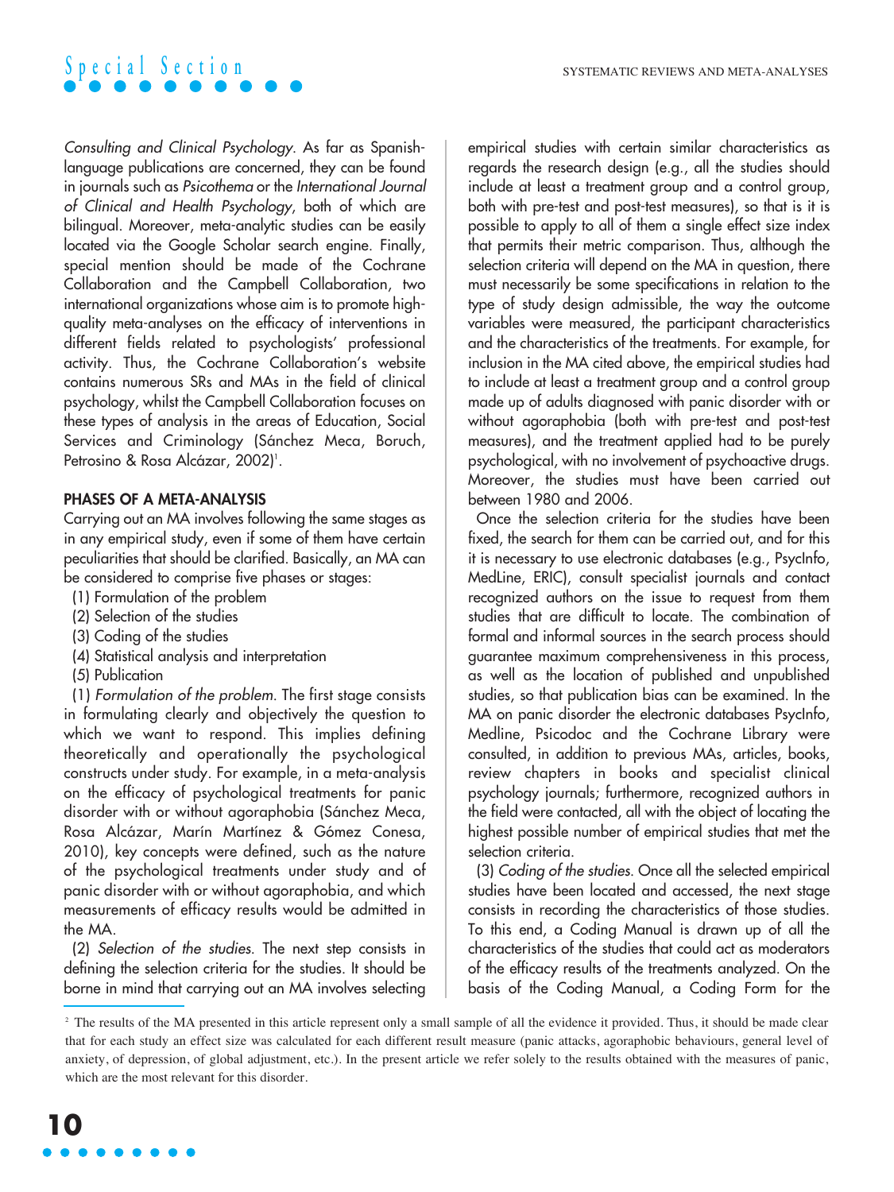*Consulting and Clinical Psychology*. As far as Spanish-language publications are concerned, they can be found in journals such as *Psicothema* or the *International Journal of Clinical and Health Psychology*, both of which are bilingual. Moreover, meta-analytic studies can be easily located via the Google Scholar search engine. Finally, special mention should be made of the Cochrane Collaboration and the Campbell Collaboration, two international organizations whose aim is to promote high-quality meta-analyses on the efficacy of interventions in different fields related to psychologists' professional activity. Thus, the Cochrane Collaboration's website contains numerous SRs and MAs in the field of clinical psychology, whilst the Campbell Collaboration focuses on these types of analysis in the areas of Education, Social Services and Criminology (Sánchez Meca, Boruch, Petrosino & Rosa Alcázar, 2002)[1].

## PHASES OF A META-ANALYSIS

Carrying out an MA involves following the same stages as in any empirical study, even if some of them have certain peculiarities that should be clarified. Basically, an MA can be considered to comprise five phases or stages:

(1) Formulation of the problem
(2) Selection of the studies
(3) Coding of the studies
(4) Statistical analysis and interpretation
(5) Publication

(1) *Formulation of the problem*. The first stage consists in formulating clearly and objectively the question to which we want to respond. This implies defining theoretically and operationally the psychological constructs under study. For example, in a meta-analysis on the efficacy of psychological treatments for panic disorder with or without agoraphobia (Sánchez Meca, Rosa Alcázar, Marín Martínez & Gómez Conesa, 2010), key concepts were defined, such as the nature of the psychological treatments under study and of panic disorder with or without agoraphobia, and which measurements of efficacy results would be admitted in the MA.

(2) *Selection of the studies*. The next step consists in defining the selection criteria for the studies. It should be borne in mind that carrying out an MA involves selecting empirical studies with certain similar characteristics as regards the research design (e.g., all the studies should include at least a treatment group and a control group, both with pre-test and post-test measures), so that is it is possible to apply to all of them a single effect size index that permits their metric comparison. Thus, although the selection criteria will depend on the MA in question, there must necessarily be some specifications in relation to the type of study design admissible, the way the outcome variables were measured, the participant characteristics and the characteristics of the treatments. For example, for inclusion in the MA cited above, the empirical studies had to include at least a treatment group and a control group made up of adults diagnosed with panic disorder with or without agoraphobia (both with pre-test and post-test measures), and the treatment applied had to be purely psychological, with no involvement of psychoactive drugs. Moreover, the studies must have been carried out between 1980 and 2006.

Once the selection criteria for the studies have been fixed, the search for them can be carried out, and for this it is necessary to use electronic databases (e.g., PsycInfo, MedLine, ERIC), consult specialist journals and contact recognized authors on the issue to request from them studies that are difficult to locate. The combination of formal and informal sources in the search process should guarantee maximum comprehensiveness in this process, as well as the location of published and unpublished studies, so that publication bias can be examined. In the MA on panic disorder the electronic databases PsycInfo, Medline, Psicodoc and the Cochrane Library were consulted, in addition to previous MAs, articles, books, review chapters in books and specialist clinical psychology journals; furthermore, recognized authors in the field were contacted, all with the object of locating the highest possible number of empirical studies that met the selection criteria.

(3) *Coding of the studies*. Once all the selected empirical studies have been located and accessed, the next stage consists in recording the characteristics of those studies. To this end, a Coding Manual is drawn up of all the characteristics of the studies that could act as moderators of the efficacy results of the treatments analyzed. On the basis of the Coding Manual, a Coding Form for the

---

[2] The results of the MA presented in this article represent only a small sample of all the evidence it provided. Thus, it should be made clear that for each study an effect size was calculated for each different result measure (panic attacks, agoraphobic behaviours, general level of anxiety, of depression, of global adjustment, etc.). In the present article we refer solely to the results obtained with the measures of panic, which are the most relevant for this disorder.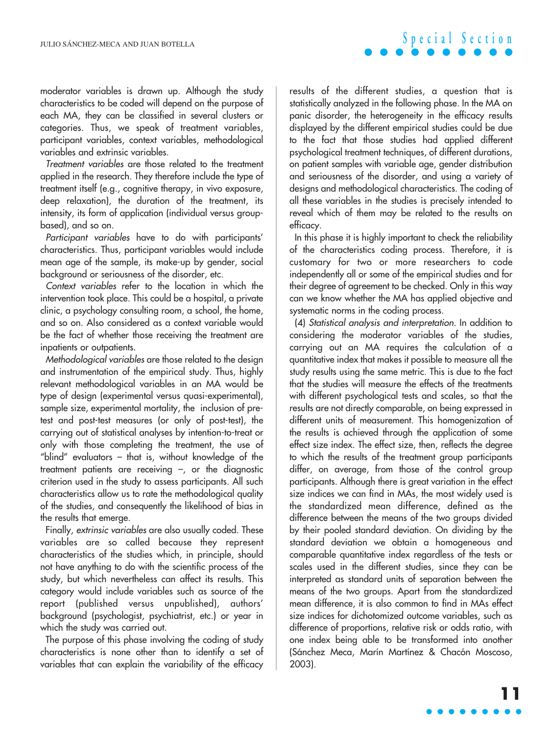moderator variables is drawn up. Although the study characteristics to be coded will depend on the purpose of each MA, they can be classified in several clusters or categories. Thus, we speak of treatment variables, participant variables, context variables, methodological variables and extrinsic variables.

*Treatment variables* are those related to the treatment applied in the research. They therefore include the type of treatment itself (e.g., cognitive therapy, in vivo exposure, deep relaxation), the duration of the treatment, its intensity, its form of application (individual versus group-based), and so on.

*Participant variables* have to do with participants' characteristics. Thus, participant variables would include mean age of the sample, its make-up by gender, social background or seriousness of the disorder, etc.

*Context variables* refer to the location in which the intervention took place. This could be a hospital, a private clinic, a psychology consulting room, a school, the home, and so on. Also considered as a context variable would be the fact of whether those receiving the treatment are inpatients or outpatients.

*Methodological variables* are those related to the design and instrumentation of the empirical study. Thus, highly relevant methodological variables in an MA would be type of design (experimental versus quasi-experimental), sample size, experimental mortality, the inclusion of pre-test and post-test measures (or only of post-test), the carrying out of statistical analyses by intention-to-treat or only with those completing the treatment, the use of "blind" evaluators – that is, without knowledge of the treatment patients are receiving –, or the diagnostic criterion used in the study to assess participants. All such characteristics allow us to rate the methodological quality of the studies, and consequently the likelihood of bias in the results that emerge.

Finally, *extrinsic variables* are also usually coded. These variables are so called because they represent characteristics of the studies which, in principle, should not have anything to do with the scientific process of the study, but which nevertheless can affect its results. This category would include variables such as source of the report (published versus unpublished), authors' background (psychologist, psychiatrist, etc.) or year in which the study was carried out.

The purpose of this phase involving the coding of study characteristics is none other than to identify a set of variables that can explain the variability of the efficacy results of the different studies, a question that is statistically analyzed in the following phase. In the MA on panic disorder, the heterogeneity in the efficacy results displayed by the different empirical studies could be due to the fact that those studies had applied different psychological treatment techniques, of different durations, on patient samples with variable age, gender distribution and seriousness of the disorder, and using a variety of designs and methodological characteristics. The coding of all these variables in the studies is precisely intended to reveal which of them may be related to the results on efficacy.

In this phase it is highly important to check the reliability of the characteristics coding process. Therefore, it is customary for two or more researchers to code independently all or some of the empirical studies and for their degree of agreement to be checked. Only in this way can we know whether the MA has applied objective and systematic norms in the coding process.

(4) *Statistical analysis and interpretation*. In addition to considering the moderator variables of the studies, carrying out an MA requires the calculation of a quantitative index that makes it possible to measure all the study results using the same metric. This is due to the fact that the studies will measure the effects of the treatments with different psychological tests and scales, so that the results are not directly comparable, on being expressed in different units of measurement. This homogenization of the results is achieved through the application of some effect size index. The effect size, then, reflects the degree to which the results of the treatment group participants differ, on average, from those of the control group participants. Although there is great variation in the effect size indices we can find in MAs, the most widely used is the standardized mean difference, defined as the difference between the means of the two groups divided by their pooled standard deviation. On dividing by the standard deviation we obtain a homogeneous and comparable quantitative index regardless of the tests or scales used in the different studies, since they can be interpreted as standard units of separation between the means of the two groups. Apart from the standardized mean difference, it is also common to find in MAs effect size indices for dichotomized outcome variables, such as difference of proportions, relative risk or odds ratio, with one index being able to be transformed into another (Sánchez Meca, Marín Martínez & Chacón Moscoso, 2003).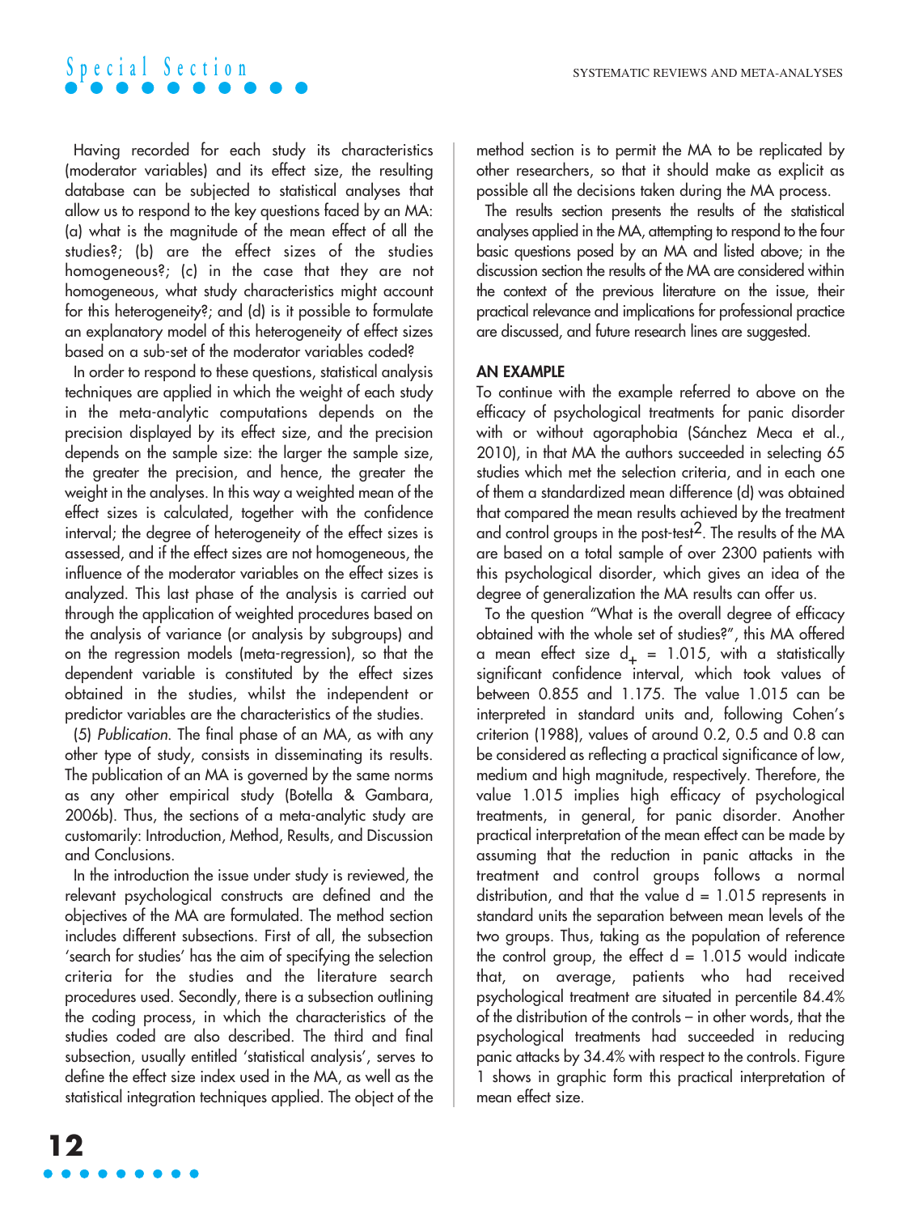Having recorded for each study its characteristics (moderator variables) and its effect size, the resulting database can be subjected to statistical analyses that allow us to respond to the key questions faced by an MA: (a) what is the magnitude of the mean effect of all the studies?; (b) are the effect sizes of the studies homogeneous?; (c) in the case that they are not homogeneous, what study characteristics might account for this heterogeneity?; and (d) is it possible to formulate an explanatory model of this heterogeneity of effect sizes based on a sub-set of the moderator variables coded?

In order to respond to these questions, statistical analysis techniques are applied in which the weight of each study in the meta-analytic computations depends on the precision displayed by its effect size, and the precision depends on the sample size: the larger the sample size, the greater the precision, and hence, the greater the weight in the analyses. In this way a weighted mean of the effect sizes is calculated, together with the confidence interval; the degree of heterogeneity of the effect sizes is assessed, and if the effect sizes are not homogeneous, the influence of the moderator variables on the effect sizes is analyzed. This last phase of the analysis is carried out through the application of weighted procedures based on the analysis of variance (or analysis by subgroups) and on the regression models (meta-regression), so that the dependent variable is constituted by the effect sizes obtained in the studies, whilst the independent or predictor variables are the characteristics of the studies.

(5) *Publication.* The final phase of an MA, as with any other type of study, consists in disseminating its results. The publication of an MA is governed by the same norms as any other empirical study (Botella & Gambara, 2006b). Thus, the sections of a meta-analytic study are customarily: Introduction, Method, Results, and Discussion and Conclusions.

In the introduction the issue under study is reviewed, the relevant psychological constructs are defined and the objectives of the MA are formulated. The method section includes different subsections. First of all, the subsection 'search for studies' has the aim of specifying the selection criteria for the studies and the literature search procedures used. Secondly, there is a subsection outlining the coding process, in which the characteristics of the studies coded are also described. The third and final subsection, usually entitled 'statistical analysis', serves to define the effect size index used in the MA, as well as the statistical integration techniques applied. The object of the method section is to permit the MA to be replicated by other researchers, so that it should make as explicit as possible all the decisions taken during the MA process.

The results section presents the results of the statistical analyses applied in the MA, attempting to respond to the four basic questions posed by an MA and listed above; in the discussion section the results of the MA are considered within the context of the previous literature on the issue, their practical relevance and implications for professional practice are discussed, and future research lines are suggested.

## AN EXAMPLE

To continue with the example referred to above on the efficacy of psychological treatments for panic disorder with or without agoraphobia (Sánchez Meca et al., 2010), in that MA the authors succeeded in selecting 65 studies which met the selection criteria, and in each one of them a standardized mean difference (d) was obtained that compared the mean results achieved by the treatment and control groups in the post-test[2]. The results of the MA are based on a total sample of over 2300 patients with this psychological disorder, which gives an idea of the degree of generalization the MA results can offer us.

To the question "What is the overall degree of efficacy obtained with the whole set of studies?", this MA offered a mean effect size $d_+ = 1.015$, with a statistically significant confidence interval, which took values of between 0.855 and 1.175. The value 1.015 can be interpreted in standard units and, following Cohen's criterion (1988), values of around 0.2, 0.5 and 0.8 can be considered as reflecting a practical significance of low, medium and high magnitude, respectively. Therefore, the value 1.015 implies high efficacy of psychological treatments, in general, for panic disorder. Another practical interpretation of the mean effect can be made by assuming that the reduction in panic attacks in the treatment and control groups follows a normal distribution, and that the value $d = 1.015$ represents in standard units the separation between mean levels of the two groups. Thus, taking as the population of reference the control group, the effect $d = 1.015$ would indicate that, on average, patients who had received psychological treatment are situated in percentile 84.4% of the distribution of the controls – in other words, that the psychological treatments had succeeded in reducing panic attacks by 34.4% with respect to the controls. Figure 1 shows in graphic form this practical interpretation of mean effect size.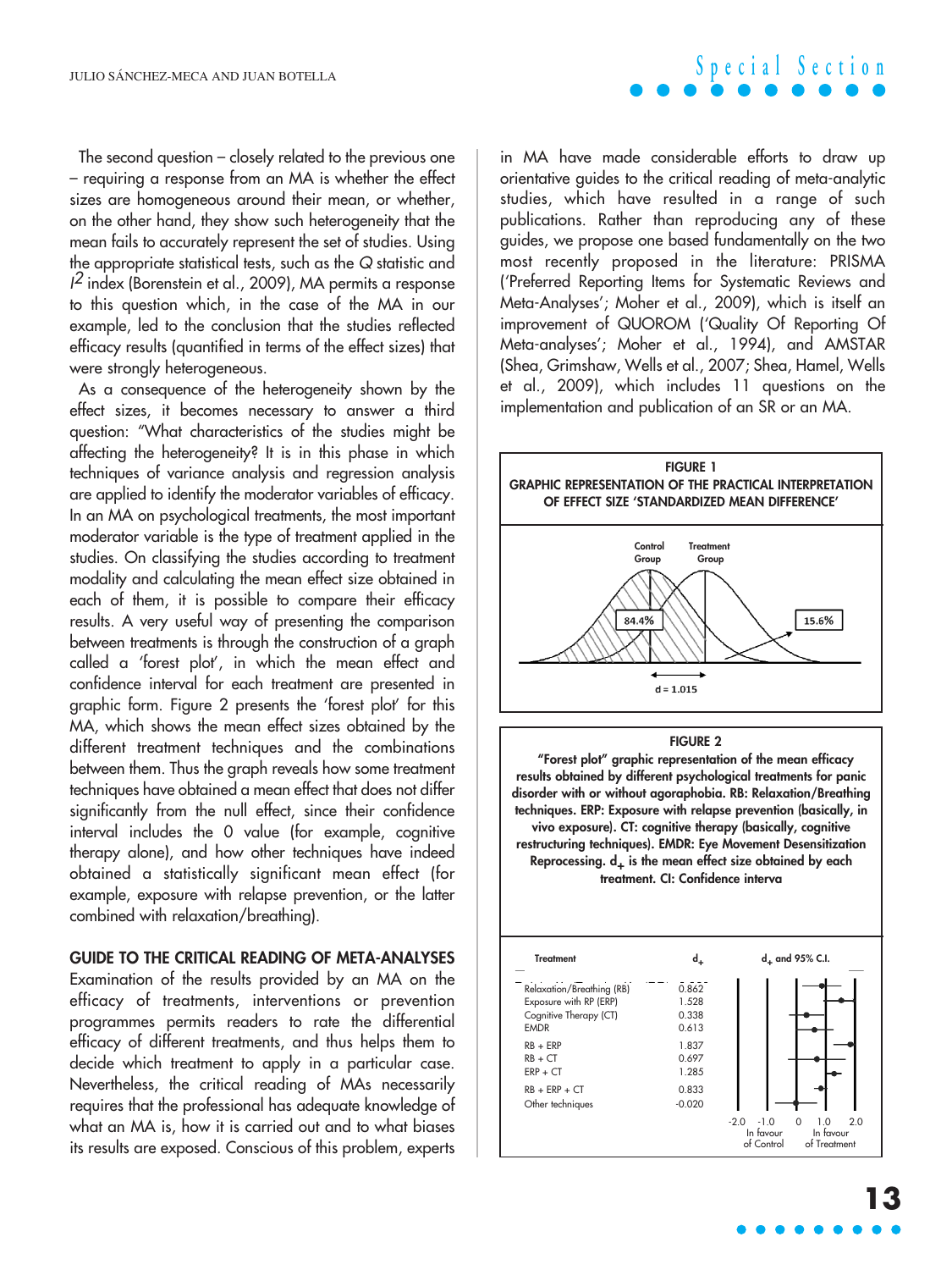The second question – closely related to the previous one – requiring a response from an MA is whether the effect sizes are homogeneous around their mean, or whether, on the other hand, they show such heterogeneity that the mean fails to accurately represent the set of studies. Using the appropriate statistical tests, such as the *Q* statistic and $I^2$ index (Borenstein et al., 2009), MA permits a response to this question which, in the case of the MA in our example, led to the conclusion that the studies reflected efficacy results (quantified in terms of the effect sizes) that were strongly heterogeneous.

As a consequence of the heterogeneity shown by the effect sizes, it becomes necessary to answer a third question: "What characteristics of the studies might be affecting the heterogeneity? It is in this phase in which techniques of variance analysis and regression analysis are applied to identify the moderator variables of efficacy. In an MA on psychological treatments, the most important moderator variable is the type of treatment applied in the studies. On classifying the studies according to treatment modality and calculating the mean effect size obtained in each of them, it is possible to compare their efficacy results. A very useful way of presenting the comparison between treatments is through the construction of a graph called a 'forest plot', in which the mean effect and confidence interval for each treatment are presented in graphic form. Figure 2 presents the 'forest plot' for this MA, which shows the mean effect sizes obtained by the different treatment techniques and the combinations between them. Thus the graph reveals how some treatment techniques have obtained a mean effect that does not differ significantly from the null effect, since their confidence interval includes the 0 value (for example, cognitive therapy alone), and how other techniques have indeed obtained a statistically significant mean effect (for example, exposure with relapse prevention, or the latter combined with relaxation/breathing).

## GUIDE TO THE CRITICAL READING OF META-ANALYSES

Examination of the results provided by an MA on the efficacy of treatments, interventions or prevention programmes permits readers to rate the differential efficacy of different treatments, and thus helps them to decide which treatment to apply in a particular case. Nevertheless, the critical reading of MAs necessarily requires that the professional has adequate knowledge of what an MA is, how it is carried out and to what biases its results are exposed. Conscious of this problem, experts in MA have made considerable efforts to draw up orientative guides to the critical reading of meta-analytic studies, which have resulted in a range of such publications. Rather than reproducing any of these guides, we propose one based fundamentally on the two most recently proposed in the literature: PRISMA ('Preferred Reporting Items for Systematic Reviews and Meta-Analyses'; Moher et al., 2009), which is itself an improvement of QUOROM ('Quality Of Reporting Of Meta-analyses'; Moher et al., 1994), and AMSTAR (Shea, Grimshaw, Wells et al., 2007; Shea, Hamel, Wells et al., 2009), which includes 11 questions on the implementation and publication of an SR or an MA.

**FIGURE 1**
**GRAPHIC REPRESENTATION OF THE PRACTICAL INTERPRETATION OF EFFECT SIZE 'STANDARDIZED MEAN DIFFERENCE'**

Control Group | Treatment Group | 84.4% | 15.6% | d = 1.015

**FIGURE 2**
**"Forest plot" graphic representation of the mean efficacy results obtained by different psychological treatments for panic disorder with or without agoraphobia. RB: Relaxation/Breathing techniques. ERP: Exposure with relapse prevention (basically, in vivo exposure). CT: cognitive therapy (basically, cognitive restructuring techniques). EMDR: Eye Movement Desensitization Reprocessing. $d_+$ is the mean effect size obtained by each treatment. CI: Confidence interva**

| Treatment | $d_+$ |
|---|---|
| Relaxation/Breathing (RB) | 0.862 |
| Exposure with RP (ERP) | 1.528 |
| Cognitive Therapy (CT) | 0.338 |
| EMDR | 0.613 |
| RB + ERP | 1.837 |
| RB + CT | 0.697 |
| ERP + CT | 1.285 |
| RB + ERP + CT | 0.833 |
| Other techniques | -0.020 |

$d_+$ and 95% C.I. (axis: -2.0, -1.0, 0, 1.0, 2.0; In favour of Control / In favour of Treatment)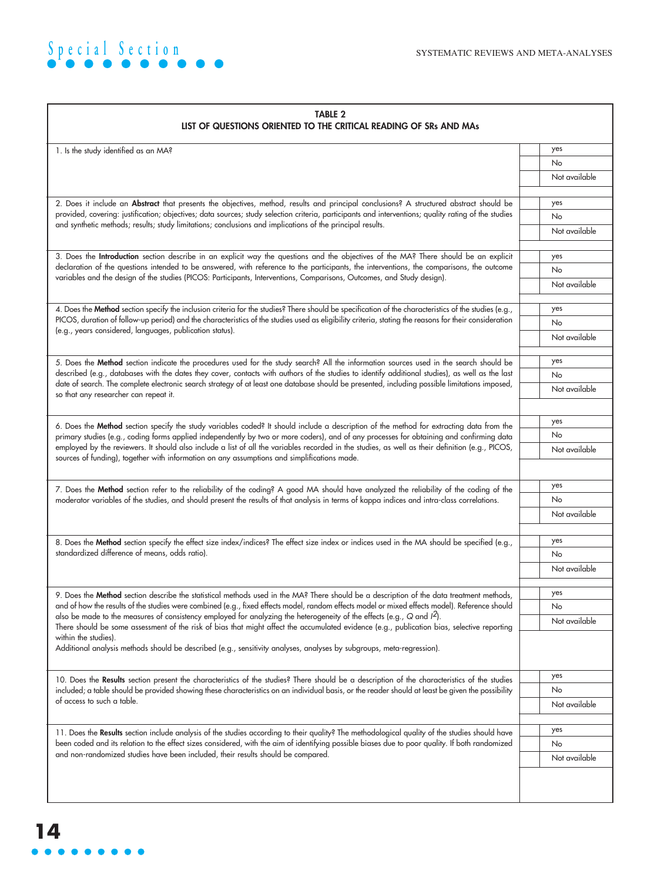**TABLE 2**
**LIST OF QUESTIONS ORIENTED TO THE CRITICAL READING OF SRs AND MAs**

| Question | | Answer |
|---|---|---|
| 1. Is the study identified as an MA? | | yes<br>No<br>Not available |
| 2. Does it include an **Abstract** that presents the objectives, method, results and principal conclusions? A structured abstract should be provided, covering: justification; objectives; data sources; study selection criteria, participants and interventions; quality rating of the studies and synthetic methods; results; study limitations; conclusions and implications of the principal results. | | yes<br>No<br>Not available |
| 3. Does the **Introduction** section describe in an explicit way the questions and the objectives of the MA? There should be an explicit declaration of the questions intended to be answered, with reference to the participants, the interventions, the comparisons, the outcome variables and the design of the studies (PICOS: Participants, Interventions, Comparisons, Outcomes, and Study design). | | yes<br>No<br>Not available |
| 4. Does the **Method** section specify the inclusion criteria for the studies? There should be specification of the characteristics of the studies (e.g., PICOS, duration of follow-up period) and the characteristics of the studies used as eligibility criteria, stating the reasons for their consideration (e.g., years considered, languages, publication status). | | yes<br>No<br>Not available |
| 5. Does the **Method** section indicate the procedures used for the study search? All the information sources used in the search should be described (e.g., databases with the dates they cover, contacts with authors of the studies to identify additional studies), as well as the last date of search. The complete electronic search strategy of at least one database should be presented, including possible limitations imposed, so that any researcher can repeat it. | | yes<br>No<br>Not available |
| 6. Does the **Method** section specify the study variables coded? It should include a description of the method for extracting data from the primary studies (e.g., coding forms applied independently by two or more coders), and of any processes for obtaining and confirming data employed by the reviewers. It should also include a list of all the variables recorded in the studies, as well as their definition (e.g., PICOS, sources of funding), together with information on any assumptions and simplifications made. | | yes<br>No<br>Not available |
| 7. Does the **Method** section refer to the reliability of the coding? A good MA should have analyzed the reliability of the coding of the moderator variables of the studies, and should present the results of that analysis in terms of kappa indices and intra-class correlations. | | yes<br>No<br>Not available |
| 8. Does the **Method** section specify the effect size index/indices? The effect size index or indices used in the MA should be specified (e.g., standardized difference of means, odds ratio). | | yes<br>No<br>Not available |
| 9. Does the **Method** section describe the statistical methods used in the MA? There should be a description of the data treatment methods, and of how the results of the studies were combined (e.g., fixed effects model, random effects model or mixed effects model). Reference should also be made to the measures of consistency employed for analyzing the heterogeneity of the effects (e.g., $Q$ and $I^2$).<br>There should be some assessment of the risk of bias that might affect the accumulated evidence (e.g., publication bias, selective reporting within the studies).<br>Additional analysis methods should be described (e.g., sensitivity analyses, analyses by subgroups, meta-regression). | | yes<br>No<br>Not available |
| 10. Does the **Results** section present the characteristics of the studies? There should be a description of the characteristics of the studies included; a table should be provided showing these characteristics on an individual basis, or the reader should at least be given the possibility of access to such a table. | | yes<br>No<br>Not available |
| 11. Does the **Results** section include analysis of the studies according to their quality? The methodological quality of the studies should have been coded and its relation to the effect sizes considered, with the aim of identifying possible biases due to poor quality. If both randomized and non-randomized studies have been included, their results should be compared. | | yes<br>No<br>Not available |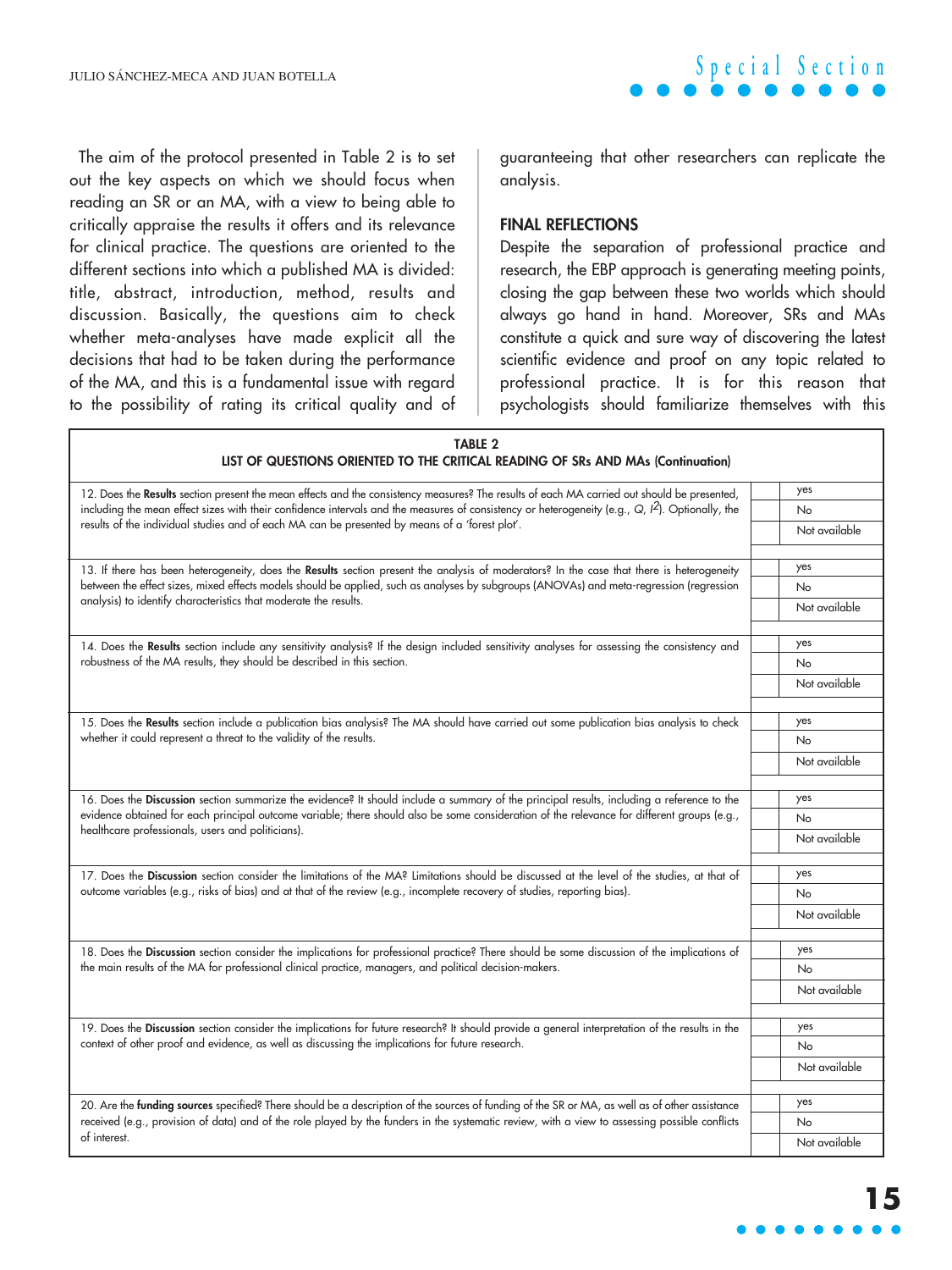The aim of the protocol presented in Table 2 is to set out the key aspects on which we should focus when reading an SR or an MA, with a view to being able to critically appraise the results it offers and its relevance for clinical practice. The questions are oriented to the different sections into which a published MA is divided: title, abstract, introduction, method, results and discussion. Basically, the questions aim to check whether meta-analyses have made explicit all the decisions that had to be taken during the performance of the MA, and this is a fundamental issue with regard to the possibility of rating its critical quality and of guaranteeing that other researchers can replicate the analysis.

## FINAL REFLECTIONS

Despite the separation of professional practice and research, the EBP approach is generating meeting points, closing the gap between these two worlds which should always go hand in hand. Moreover, SRs and MAs constitute a quick and sure way of discovering the latest scientific evidence and proof on any topic related to professional practice. It is for this reason that psychologists should familiarize themselves with this

**TABLE 2**
**LIST OF QUESTIONS ORIENTED TO THE CRITICAL READING OF SRs AND MAs (Continuation)**

| Question | | |
|---|---|---|
| 12. Does the **Results** section present the mean effects and the consistency measures? The results of each MA carried out should be presented, including the mean effect sizes with their confidence intervals and the measures of consistency or heterogeneity (e.g., $Q$, $I^2$). Optionally, the results of the individual studies and of each MA can be presented by means of a 'forest plot'. | | yes |
| | | No |
| | | Not available |
| 13. If there has been heterogeneity, does the **Results** section present the analysis of moderators? In the case that there is heterogeneity between the effect sizes, mixed effects models should be applied, such as analyses by subgroups (ANOVAs) and meta-regression (regression analysis) to identify characteristics that moderate the results. | | yes |
| | | No |
| | | Not available |
| 14. Does the **Results** section include any sensitivity analysis? If the design included sensitivity analyses for assessing the consistency and robustness of the MA results, they should be described in this section. | | yes |
| | | No |
| | | Not available |
| 15. Does the **Results** section include a publication bias analysis? The MA should have carried out some publication bias analysis to check whether it could represent a threat to the validity of the results. | | yes |
| | | No |
| | | Not available |
| 16. Does the **Discussion** section summarize the evidence? It should include a summary of the principal results, including a reference to the evidence obtained for each principal outcome variable; there should also be some consideration of the relevance for different groups (e.g., healthcare professionals, users and politicians). | | yes |
| | | No |
| | | Not available |
| 17. Does the **Discussion** section consider the limitations of the MA? Limitations should be discussed at the level of the studies, at that of outcome variables (e.g., risks of bias) and at that of the review (e.g., incomplete recovery of studies, reporting bias). | | yes |
| | | No |
| | | Not available |
| 18. Does the **Discussion** section consider the implications for professional practice? There should be some discussion of the implications of the main results of the MA for professional clinical practice, managers, and political decision-makers. | | yes |
| | | No |
| | | Not available |
| 19. Does the **Discussion** section consider the implications for future research? It should provide a general interpretation of the results in the context of other proof and evidence, as well as discussing the implications for future research. | | yes |
| | | No |
| | | Not available |
| 20. Are the **funding sources** specified? There should be a description of the sources of funding of the SR or MA, as well as of other assistance received (e.g., provision of data) and of the role played by the funders in the systematic review, with a view to assessing possible conflicts of interest. | | yes |
| | | No |
| | | Not available |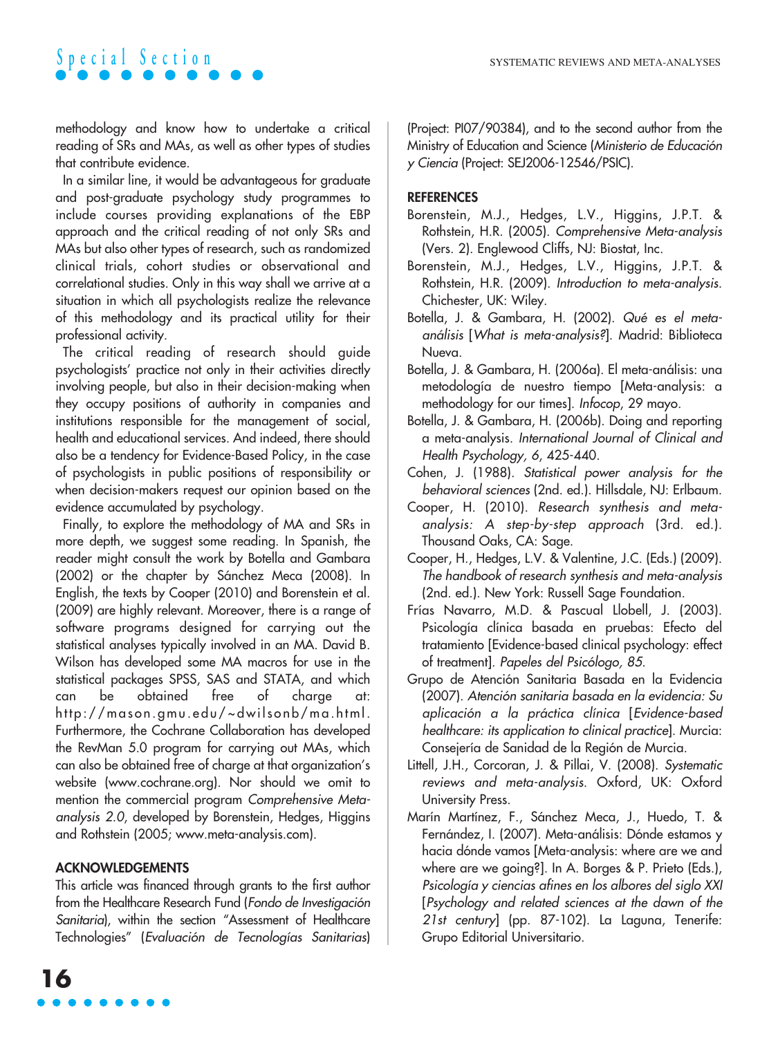methodology and know how to undertake a critical reading of SRs and MAs, as well as other types of studies that contribute evidence.

In a similar line, it would be advantageous for graduate and post-graduate psychology study programmes to include courses providing explanations of the EBP approach and the critical reading of not only SRs and MAs but also other types of research, such as randomized clinical trials, cohort studies or observational and correlational studies. Only in this way shall we arrive at a situation in which all psychologists realize the relevance of this methodology and its practical utility for their professional activity.

The critical reading of research should guide psychologists' practice not only in their activities directly involving people, but also in their decision-making when they occupy positions of authority in companies and institutions responsible for the management of social, health and educational services. And indeed, there should also be a tendency for Evidence-Based Policy, in the case of psychologists in public positions of responsibility or when decision-makers request our opinion based on the evidence accumulated by psychology.

Finally, to explore the methodology of MA and SRs in more depth, we suggest some reading. In Spanish, the reader might consult the work by Botella and Gambara (2002) or the chapter by Sánchez Meca (2008). In English, the texts by Cooper (2010) and Borenstein et al. (2009) are highly relevant. Moreover, there is a range of software programs designed for carrying out the statistical analyses typically involved in an MA. David B. Wilson has developed some MA macros for use in the statistical packages SPSS, SAS and STATA, and which can be obtained free of charge at: http://mason.gmu.edu/~dwilsonb/ma.html. Furthermore, the Cochrane Collaboration has developed the RevMan 5.0 program for carrying out MAs, which can also be obtained free of charge at that organization's website (www.cochrane.org). Nor should we omit to mention the commercial program *Comprehensive Meta-analysis 2.0*, developed by Borenstein, Hedges, Higgins and Rothstein (2005; www.meta-analysis.com).

## ACKNOWLEDGEMENTS

This article was financed through grants to the first author from the Healthcare Research Fund (*Fondo de Investigación Sanitaria*), within the section "Assessment of Healthcare Technologies" (*Evaluación de Tecnologías Sanitarias*) (Project: PI07/90384), and to the second author from the Ministry of Education and Science (*Ministerio de Educación y Ciencia* (Project: SEJ2006-12546/PSIC).

## REFERENCES

Borenstein, M.J., Hedges, L.V., Higgins, J.P.T. & Rothstein, H.R. (2005). *Comprehensive Meta-analysis* (Vers. 2). Englewood Cliffs, NJ: Biostat, Inc.

Borenstein, M.J., Hedges, L.V., Higgins, J.P.T. & Rothstein, H.R. (2009). *Introduction to meta-analysis*. Chichester, UK: Wiley.

Botella, J. & Gambara, H. (2002). *Qué es el meta-análisis* [*What is meta-analysis?*]. Madrid: Biblioteca Nueva.

Botella, J. & Gambara, H. (2006a). El meta-análisis: una metodología de nuestro tiempo [Meta-analysis: a methodology for our times]. *Infocop*, 29 mayo.

Botella, J. & Gambara, H. (2006b). Doing and reporting a meta-analysis. *International Journal of Clinical and Health Psychology, 6*, 425-440.

Cohen, J. (1988). *Statistical power analysis for the behavioral sciences* (2nd. ed.). Hillsdale, NJ: Erlbaum.

Cooper, H. (2010). *Research synthesis and meta-analysis: A step-by-step approach* (3rd. ed.). Thousand Oaks, CA: Sage.

Cooper, H., Hedges, L.V. & Valentine, J.C. (Eds.) (2009). *The handbook of research synthesis and meta-analysis* (2nd. ed.). New York: Russell Sage Foundation.

Frías Navarro, M.D. & Pascual Llobell, J. (2003). Psicología clínica basada en pruebas: Efecto del tratamiento [Evidence-based clinical psychology: effect of treatment]. *Papeles del Psicólogo, 85*.

Grupo de Atención Sanitaria Basada en la Evidencia (2007). *Atención sanitaria basada en la evidencia: Su aplicación a la práctica clínica* [*Evidence-based healthcare: its application to clinical practice*]. Murcia: Consejería de Sanidad de la Región de Murcia.

Littell, J.H., Corcoran, J. & Pillai, V. (2008). *Systematic reviews and meta-analysis*. Oxford, UK: Oxford University Press.

Marín Martínez, F., Sánchez Meca, J., Huedo, T. & Fernández, I. (2007). Meta-análisis: Dónde estamos y hacia dónde vamos [Meta-analysis: where are we and where are we going?]. In A. Borges & P. Prieto (Eds.), *Psicología y ciencias afines en los albores del siglo XXI* [*Psychology and related sciences at the dawn of the 21st century*] (pp. 87-102). La Laguna, Tenerife: Grupo Editorial Universitario.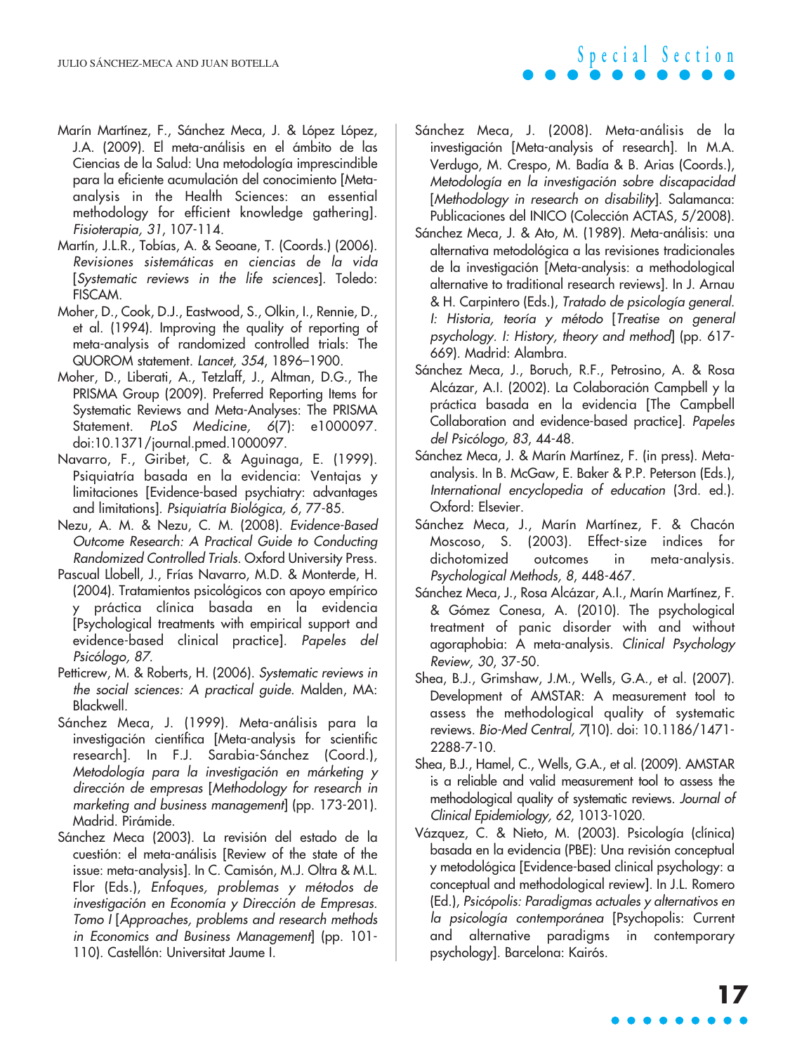Marín Martínez, F., Sánchez Meca, J. & López López, J.A. (2009). El meta-análisis en el ámbito de las Ciencias de la Salud: Una metodología imprescindible para la eficiente acumulación del conocimiento [Meta-analysis in the Health Sciences: an essential methodology for efficient knowledge gathering]. *Fisioterapia, 31*, 107-114.

Martín, J.L.R., Tobías, A. & Seoane, T. (Coords.) (2006). *Revisiones sistemáticas en ciencias de la vida* [*Systematic reviews in the life sciences*]. Toledo: FISCAM.

Moher, D., Cook, D.J., Eastwood, S., Olkin, I., Rennie, D., et al. (1994). Improving the quality of reporting of meta-analysis of randomized controlled trials: The QUOROM statement. *Lancet, 354*, 1896–1900.

Moher, D., Liberati, A., Tetzlaff, J., Altman, D.G., The PRISMA Group (2009). Preferred Reporting Items for Systematic Reviews and Meta-Analyses: The PRISMA Statement. *PLoS Medicine, 6*(7): e1000097. doi:10.1371/journal.pmed.1000097.

Navarro, F., Giribet, C. & Aguinaga, E. (1999). Psiquiatría basada en la evidencia: Ventajas y limitaciones [Evidence-based psychiatry: advantages and limitations]. *Psiquiatría Biológica, 6*, 77-85.

Nezu, A. M. & Nezu, C. M. (2008). *Evidence-Based Outcome Research: A Practical Guide to Conducting Randomized Controlled Trials*. Oxford University Press.

Pascual Llobell, J., Frías Navarro, M.D. & Monterde, H. (2004). Tratamientos psicológicos con apoyo empírico y práctica clínica basada en la evidencia [Psychological treatments with empirical support and evidence-based clinical practice]. *Papeles del Psicólogo, 87*.

Petticrew, M. & Roberts, H. (2006). *Systematic reviews in the social sciences: A practical guide*. Malden, MA: Blackwell.

Sánchez Meca, J. (1999). Meta-análisis para la investigación científica [Meta-analysis for scientific research]. In F.J. Sarabia-Sánchez (Coord.), *Metodología para la investigación en márketing y dirección de empresas* [*Methodology for research in marketing and business management*] (pp. 173-201). Madrid. Pirámide.

Sánchez Meca (2003). La revisión del estado de la cuestión: el meta-análisis [Review of the state of the issue: meta-analysis]. In C. Camisón, M.J. Oltra & M.L. Flor (Eds.), *Enfoques, problemas y métodos de investigación en Economía y Dirección de Empresas. Tomo I* [*Approaches, problems and research methods in Economics and Business Management*] (pp. 101-110). Castellón: Universitat Jaume I.

Sánchez Meca, J. (2008). Meta-análisis de la investigación [Meta-analysis of research]. In M.A. Verdugo, M. Crespo, M. Badía & B. Arias (Coords.), *Metodología en la investigación sobre discapacidad* [*Methodology in research on disability*]. Salamanca: Publicaciones del INICO (Colección ACTAS, 5/2008).

Sánchez Meca, J. & Ato, M. (1989). Meta-análisis: una alternativa metodológica a las revisiones tradicionales de la investigación [Meta-analysis: a methodological alternative to traditional research reviews]. In J. Arnau & H. Carpintero (Eds.), *Tratado de psicología general. I: Historia, teoría y método* [*Treatise on general psychology. I: History, theory and method*] (pp. 617-669). Madrid: Alambra.

Sánchez Meca, J., Boruch, R.F., Petrosino, A. & Rosa Alcázar, A.I. (2002). La Colaboración Campbell y la práctica basada en la evidencia [The Campbell Collaboration and evidence-based practice]. *Papeles del Psicólogo, 83*, 44-48.

Sánchez Meca, J. & Marín Martínez, F. (in press). Meta-analysis. In B. McGaw, E. Baker & P.P. Peterson (Eds.), *International encyclopedia of education* (3rd. ed.). Oxford: Elsevier.

Sánchez Meca, J., Marín Martínez, F. & Chacón Moscoso, S. (2003). Effect-size indices for dichotomized outcomes in meta-analysis. *Psychological Methods, 8*, 448-467.

Sánchez Meca, J., Rosa Alcázar, A.I., Marín Martínez, F. & Gómez Conesa, A. (2010). The psychological treatment of panic disorder with and without agoraphobia: A meta-analysis. *Clinical Psychology Review, 30*, 37-50.

Shea, B.J., Grimshaw, J.M., Wells, G.A., et al. (2007). Development of AMSTAR: A measurement tool to assess the methodological quality of systematic reviews. *Bio-Med Central, 7*(10). doi: 10.1186/1471-2288-7-10.

Shea, B.J., Hamel, C., Wells, G.A., et al. (2009). AMSTAR is a reliable and valid measurement tool to assess the methodological quality of systematic reviews. *Journal of Clinical Epidemiology, 62*, 1013-1020.

Vázquez, C. & Nieto, M. (2003). Psicología (clínica) basada en la evidencia (PBE): Una revisión conceptual y metodológica [Evidence-based clinical psychology: a conceptual and methodological review]. In J.L. Romero (Ed.), *Psicópolis: Paradigmas actuales y alternativos en la psicología contemporánea* [Psychopolis: Current and alternative paradigms in contemporary psychology]. Barcelona: Kairós.